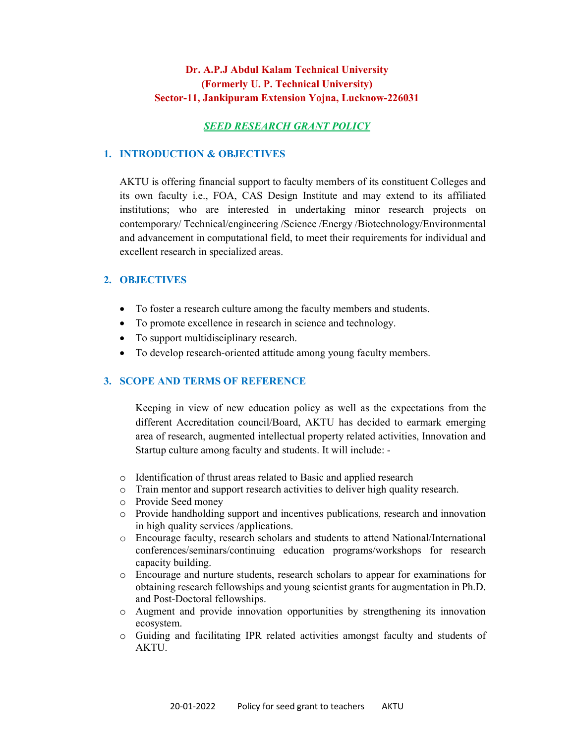**Dr. A.P.J Abdul Kalam Technical University**
**(Formerly U. P. Technical University)**
**Sector-11, Jankipuram Extension Yojna, Lucknow-226031**

# *SEED RESEARCH GRANT POLICY*

## 1. INTRODUCTION & OBJECTIVES

AKTU is offering financial support to faculty members of its constituent Colleges and its own faculty i.e., FOA, CAS Design Institute and may extend to its affiliated institutions; who are interested in undertaking minor research projects on contemporary/ Technical/engineering /Science /Energy /Biotechnology/Environmental and advancement in computational field, to meet their requirements for individual and excellent research in specialized areas.

## 2. OBJECTIVES

- To foster a research culture among the faculty members and students.
- To promote excellence in research in science and technology.
- To support multidisciplinary research.
- To develop research-oriented attitude among young faculty members.

## 3. SCOPE AND TERMS OF REFERENCE

Keeping in view of new education policy as well as the expectations from the different Accreditation council/Board, AKTU has decided to earmark emerging area of research, augmented intellectual property related activities, Innovation and Startup culture among faculty and students. It will include: -

- Identification of thrust areas related to Basic and applied research
- Train mentor and support research activities to deliver high quality research.
- Provide Seed money
- Provide handholding support and incentives publications, research and innovation in high quality services /applications.
- Encourage faculty, research scholars and students to attend National/International conferences/seminars/continuing education programs/workshops for research capacity building.
- Encourage and nurture students, research scholars to appear for examinations for obtaining research fellowships and young scientist grants for augmentation in Ph.D. and Post-Doctoral fellowships.
- Augment and provide innovation opportunities by strengthening its innovation ecosystem.
- Guiding and facilitating IPR related activities amongst faculty and students of AKTU.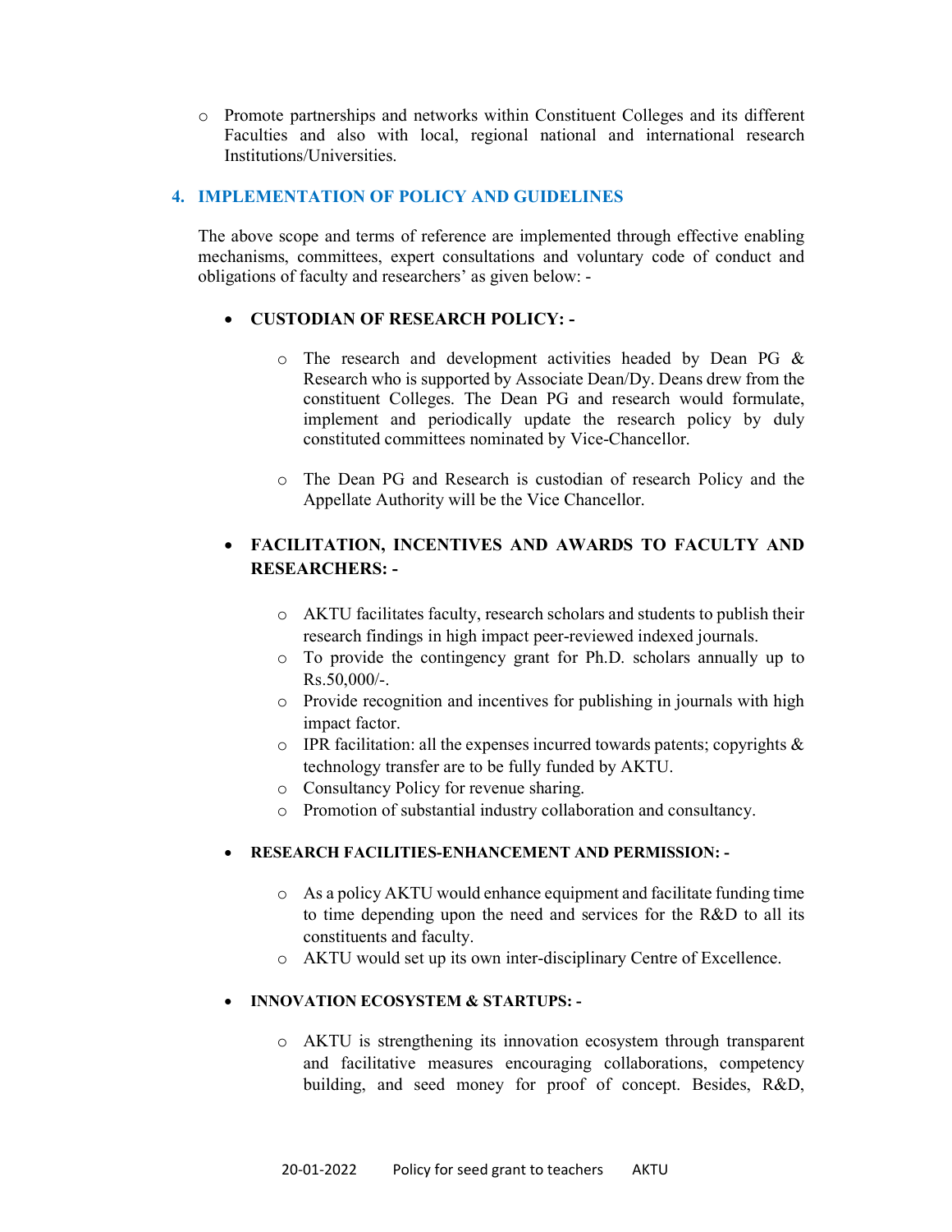- Promote partnerships and networks within Constituent Colleges and its different Faculties and also with local, regional national and international research Institutions/Universities.

## 4. IMPLEMENTATION OF POLICY AND GUIDELINES

The above scope and terms of reference are implemented through effective enabling mechanisms, committees, expert consultations and voluntary code of conduct and obligations of faculty and researchers' as given below: -

- **CUSTODIAN OF RESEARCH POLICY: -**

  - The research and development activities headed by Dean PG & Research who is supported by Associate Dean/Dy. Deans drew from the constituent Colleges. The Dean PG and research would formulate, implement and periodically update the research policy by duly constituted committees nominated by Vice-Chancellor.

  - The Dean PG and Research is custodian of research Policy and the Appellate Authority will be the Vice Chancellor.

- **FACILITATION, INCENTIVES AND AWARDS TO FACULTY AND RESEARCHERS: -**

  - AKTU facilitates faculty, research scholars and students to publish their research findings in high impact peer-reviewed indexed journals.
  - To provide the contingency grant for Ph.D. scholars annually up to Rs.50,000/-.
  - Provide recognition and incentives for publishing in journals with high impact factor.
  - IPR facilitation: all the expenses incurred towards patents; copyrights & technology transfer are to be fully funded by AKTU.
  - Consultancy Policy for revenue sharing.
  - Promotion of substantial industry collaboration and consultancy.

- **RESEARCH FACILITIES-ENHANCEMENT AND PERMISSION: -**

  - As a policy AKTU would enhance equipment and facilitate funding time to time depending upon the need and services for the R&D to all its constituents and faculty.
  - AKTU would set up its own inter-disciplinary Centre of Excellence.

- **INNOVATION ECOSYSTEM & STARTUPS: -**

  - AKTU is strengthening its innovation ecosystem through transparent and facilitative measures encouraging collaborations, competency building, and seed money for proof of concept. Besides, R&D,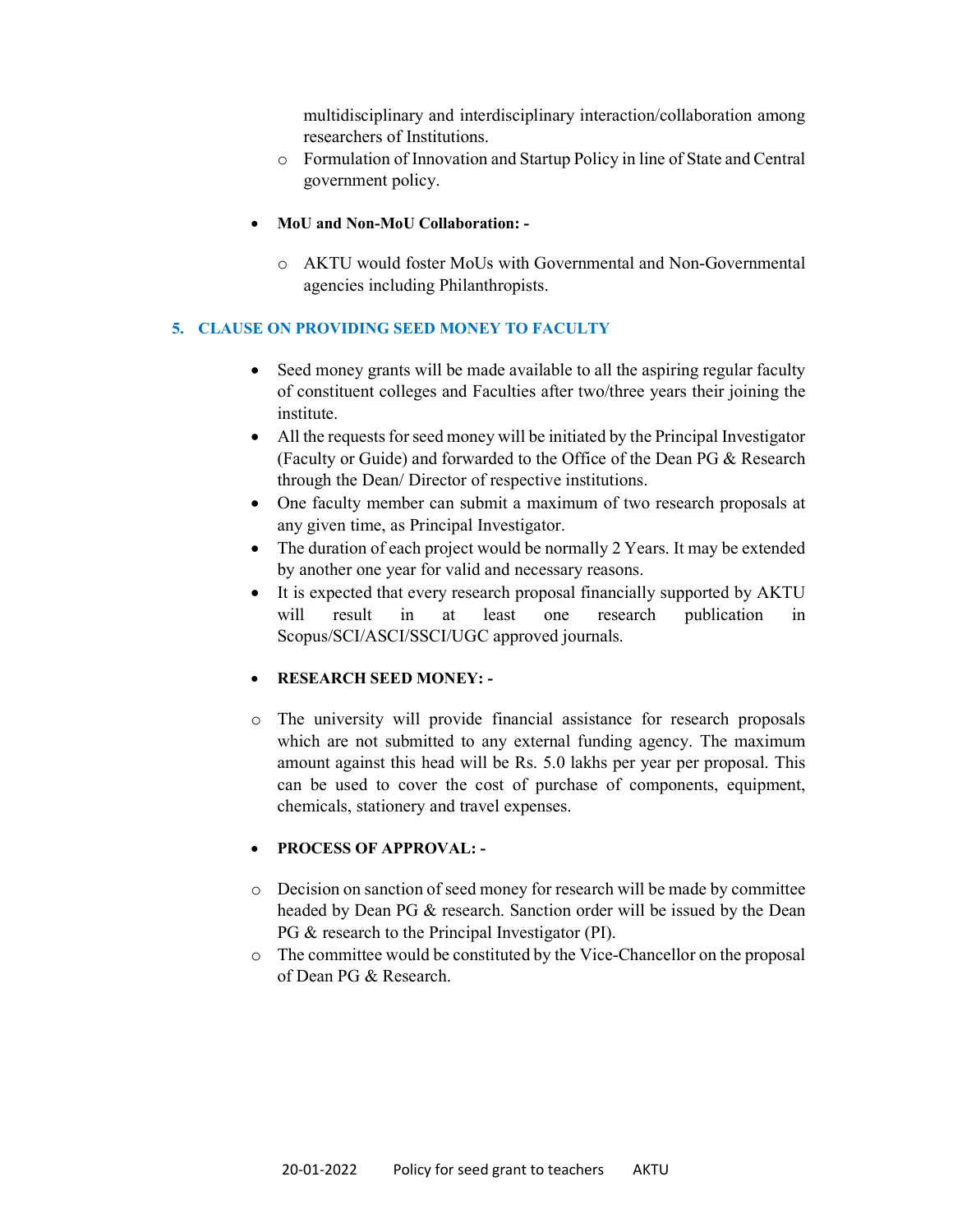multidisciplinary and interdisciplinary interaction/collaboration among researchers of Institutions.
    - Formulation of Innovation and Startup Policy in line of State and Central government policy.

- **MoU and Non-MoU Collaboration: -**

    - AKTU would foster MoUs with Governmental and Non-Governmental agencies including Philanthropists.

## 5. CLAUSE ON PROVIDING SEED MONEY TO FACULTY

- Seed money grants will be made available to all the aspiring regular faculty of constituent colleges and Faculties after two/three years their joining the institute.
- All the requests for seed money will be initiated by the Principal Investigator (Faculty or Guide) and forwarded to the Office of the Dean PG & Research through the Dean/ Director of respective institutions.
- One faculty member can submit a maximum of two research proposals at any given time, as Principal Investigator.
- The duration of each project would be normally 2 Years. It may be extended by another one year for valid and necessary reasons.
- It is expected that every research proposal financially supported by AKTU will result in at least one research publication in Scopus/SCI/ASCI/SSCI/UGC approved journals.

- **RESEARCH SEED MONEY: -**

    - The university will provide financial assistance for research proposals which are not submitted to any external funding agency. The maximum amount against this head will be Rs. 5.0 lakhs per year per proposal. This can be used to cover the cost of purchase of components, equipment, chemicals, stationery and travel expenses.

- **PROCESS OF APPROVAL: -**

    - Decision on sanction of seed money for research will be made by committee headed by Dean PG & research. Sanction order will be issued by the Dean PG & research to the Principal Investigator (PI).
    - The committee would be constituted by the Vice-Chancellor on the proposal of Dean PG & Research.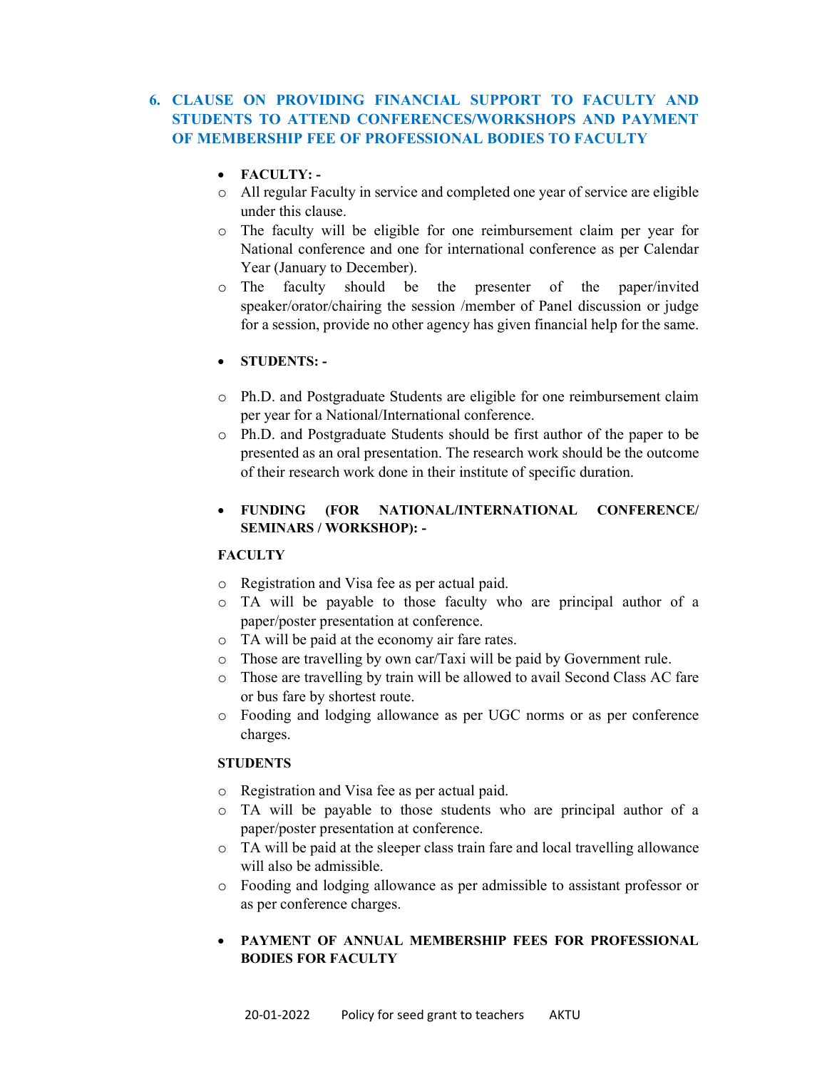## 6. CLAUSE ON PROVIDING FINANCIAL SUPPORT TO FACULTY AND STUDENTS TO ATTEND CONFERENCES/WORKSHOPS AND PAYMENT OF MEMBERSHIP FEE OF PROFESSIONAL BODIES TO FACULTY

- **FACULTY: -**
  - All regular Faculty in service and completed one year of service are eligible under this clause.
  - The faculty will be eligible for one reimbursement claim per year for National conference and one for international conference as per Calendar Year (January to December).
  - The faculty should be the presenter of the paper/invited speaker/orator/chairing the session /member of Panel discussion or judge for a session, provide no other agency has given financial help for the same.

- **STUDENTS: -**
  - Ph.D. and Postgraduate Students are eligible for one reimbursement claim per year for a National/International conference.
  - Ph.D. and Postgraduate Students should be first author of the paper to be presented as an oral presentation. The research work should be the outcome of their research work done in their institute of specific duration.

- **FUNDING (FOR NATIONAL/INTERNATIONAL CONFERENCE/ SEMINARS / WORKSHOP): -**

**FACULTY**

- Registration and Visa fee as per actual paid.
- TA will be payable to those faculty who are principal author of a paper/poster presentation at conference.
- TA will be paid at the economy air fare rates.
- Those are travelling by own car/Taxi will be paid by Government rule.
- Those are travelling by train will be allowed to avail Second Class AC fare or bus fare by shortest route.
- Fooding and lodging allowance as per UGC norms or as per conference charges.

**STUDENTS**

- Registration and Visa fee as per actual paid.
- TA will be payable to those students who are principal author of a paper/poster presentation at conference.
- TA will be paid at the sleeper class train fare and local travelling allowance will also be admissible.
- Fooding and lodging allowance as per admissible to assistant professor or as per conference charges.

- **PAYMENT OF ANNUAL MEMBERSHIP FEES FOR PROFESSIONAL BODIES FOR FACULTY**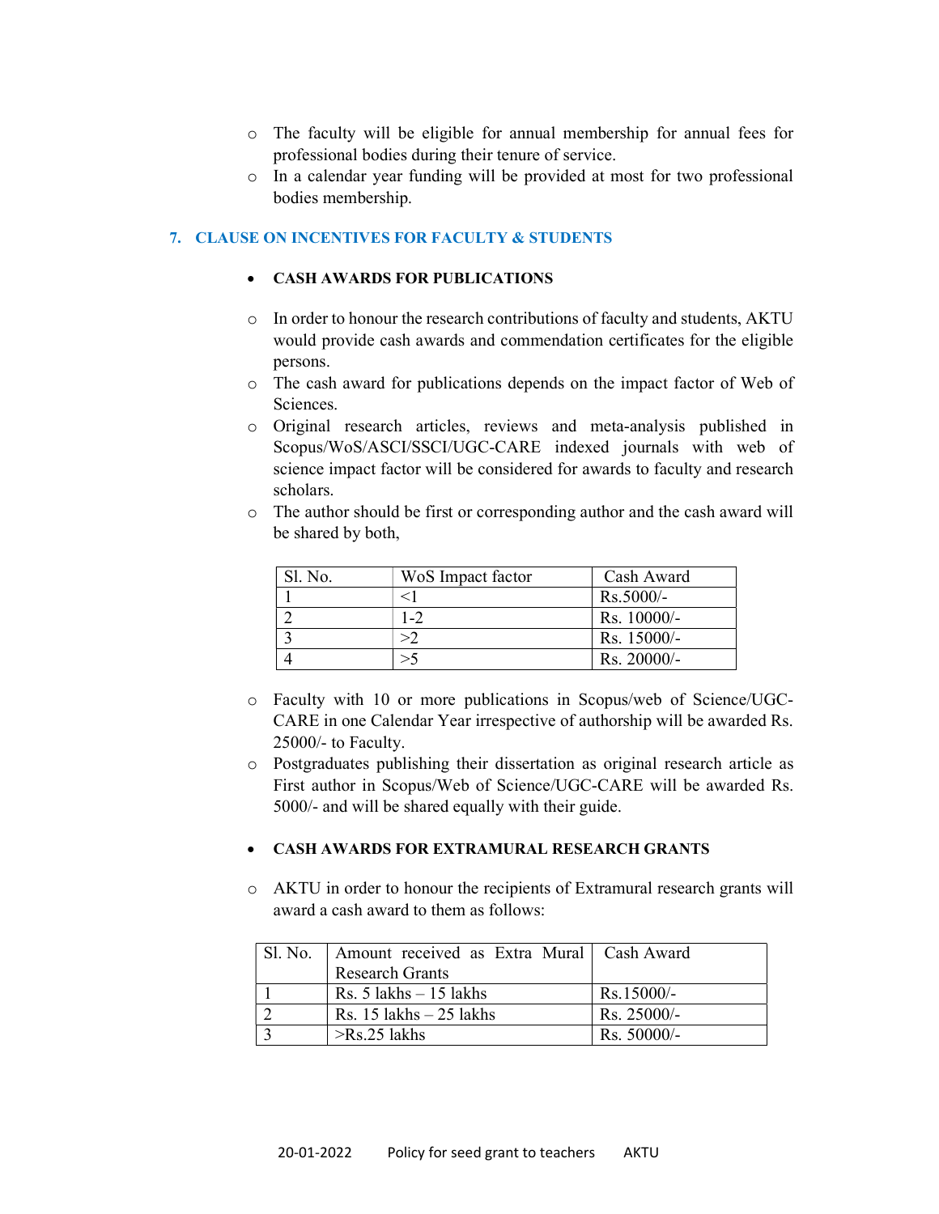- The faculty will be eligible for annual membership for annual fees for professional bodies during their tenure of service.
- In a calendar year funding will be provided at most for two professional bodies membership.

## 7. CLAUSE ON INCENTIVES FOR FACULTY & STUDENTS

- **CASH AWARDS FOR PUBLICATIONS**

  - In order to honour the research contributions of faculty and students, AKTU would provide cash awards and commendation certificates for the eligible persons.
  - The cash award for publications depends on the impact factor of Web of Sciences.
  - Original research articles, reviews and meta-analysis published in Scopus/WoS/ASCI/SSCI/UGC-CARE indexed journals with web of science impact factor will be considered for awards to faculty and research scholars.
  - The author should be first or corresponding author and the cash award will be shared by both,

| Sl. No. | WoS Impact factor | Cash Award |
|---|---|---|
| 1 | <1 | Rs.5000/- |
| 2 | 1-2 | Rs. 10000/- |
| 3 | >2 | Rs. 15000/- |
| 4 | >5 | Rs. 20000/- |

  - Faculty with 10 or more publications in Scopus/web of Science/UGC-CARE in one Calendar Year irrespective of authorship will be awarded Rs. 25000/- to Faculty.
  - Postgraduates publishing their dissertation as original research article as First author in Scopus/Web of Science/UGC-CARE will be awarded Rs. 5000/- and will be shared equally with their guide.

- **CASH AWARDS FOR EXTRAMURAL RESEARCH GRANTS**

  - AKTU in order to honour the recipients of Extramural research grants will award a cash award to them as follows:

| Sl. No. | Amount received as Extra Mural Research Grants | Cash Award |
|---|---|---|
| 1 | Rs. 5 lakhs – 15 lakhs | Rs.15000/- |
| 2 | Rs. 15 lakhs – 25 lakhs | Rs. 25000/- |
| 3 | >Rs.25 lakhs | Rs. 50000/- |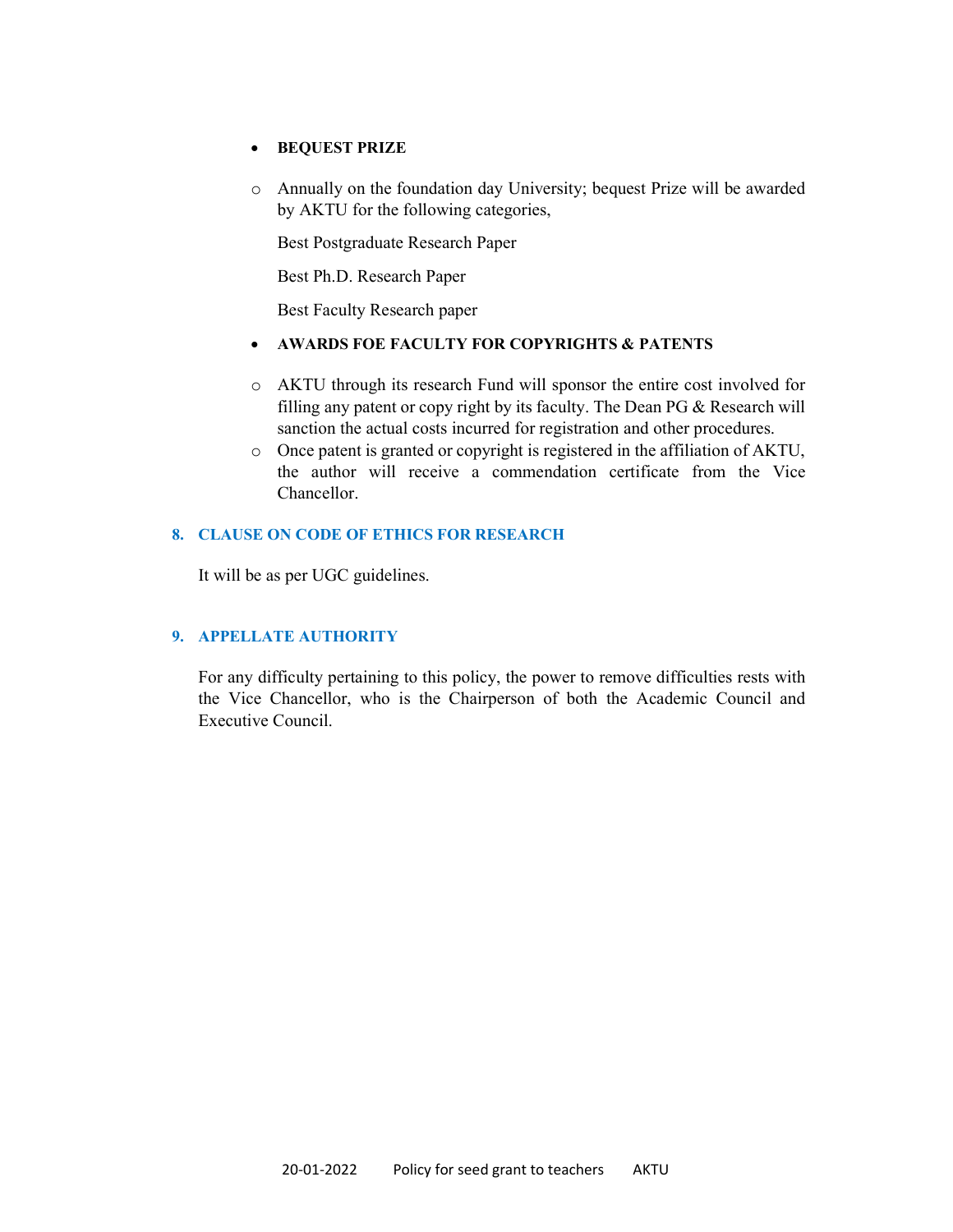- **BEQUEST PRIZE**
  - Annually on the foundation day University; bequest Prize will be awarded by AKTU for the following categories,

    Best Postgraduate Research Paper

    Best Ph.D. Research Paper

    Best Faculty Research paper

- **AWARDS FOE FACULTY FOR COPYRIGHTS & PATENTS**
  - AKTU through its research Fund will sponsor the entire cost involved for filling any patent or copy right by its faculty. The Dean PG & Research will sanction the actual costs incurred for registration and other procedures.
  - Once patent is granted or copyright is registered in the affiliation of AKTU, the author will receive a commendation certificate from the Vice Chancellor.

## 8. CLAUSE ON CODE OF ETHICS FOR RESEARCH

It will be as per UGC guidelines.

## 9. APPELLATE AUTHORITY

For any difficulty pertaining to this policy, the power to remove difficulties rests with the Vice Chancellor, who is the Chairperson of both the Academic Council and Executive Council.